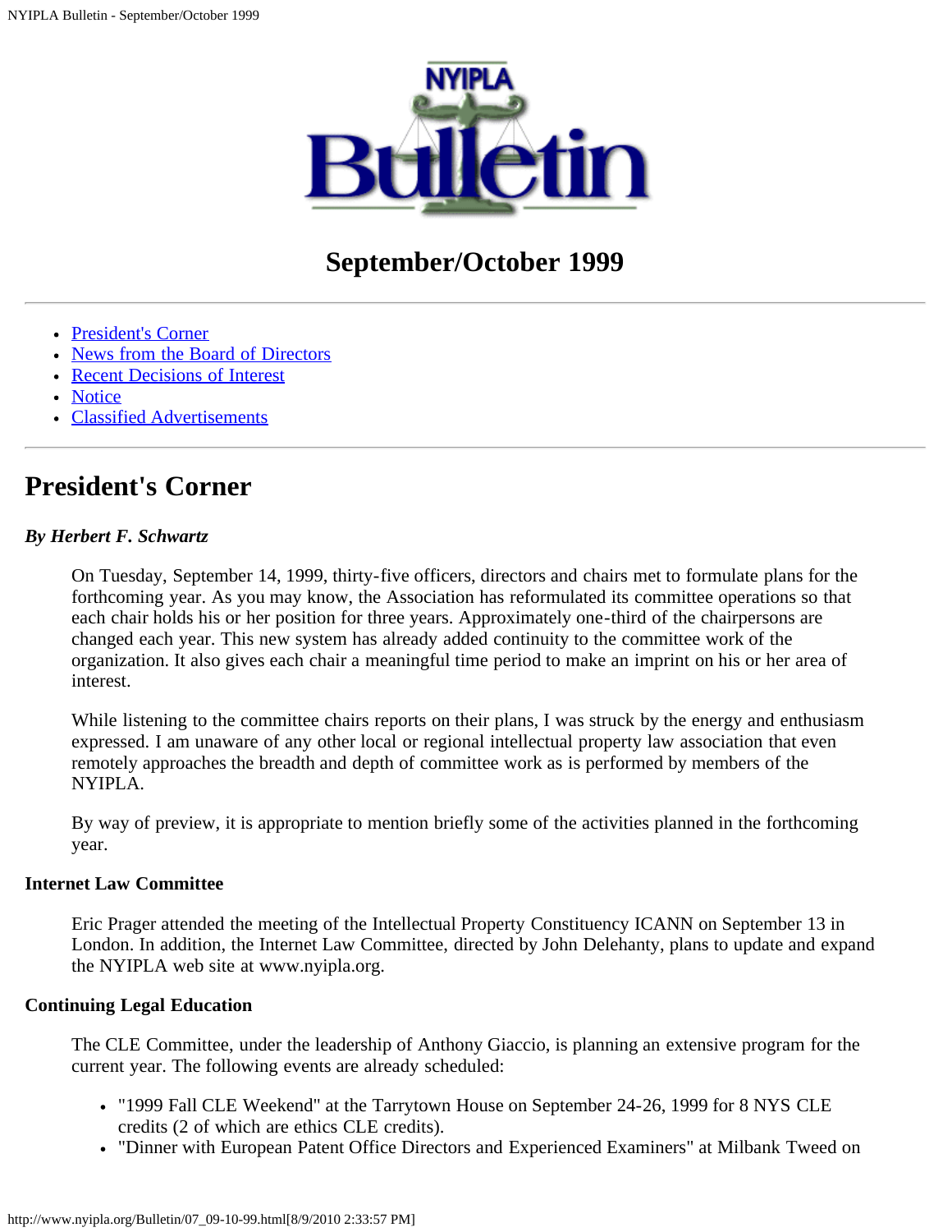# September/October 1999

- President's Corner
- News from the Board of Directors
- Recent Decisions of Interest
- Notice
- Classified Advertisements

---

## President's Corner

***By Herbert F. Schwartz***

On Tuesday, September 14, 1999, thirty-five officers, directors and chairs met to formulate plans for the forthcoming year. As you may know, the Association has reformulated its committee operations so that each chair holds his or her position for three years. Approximately one-third of the chairpersons are changed each year. This new system has already added continuity to the committee work of the organization. It also gives each chair a meaningful time period to make an imprint on his or her area of interest.

While listening to the committee chairs reports on their plans, I was struck by the energy and enthusiasm expressed. I am unaware of any other local or regional intellectual property law association that even remotely approaches the breadth and depth of committee work as is performed by members of the NYIPLA.

By way of preview, it is appropriate to mention briefly some of the activities planned in the forthcoming year.

**Internet Law Committee**

Eric Prager attended the meeting of the Intellectual Property Constituency ICANN on September 13 in London. In addition, the Internet Law Committee, directed by John Delehanty, plans to update and expand the NYIPLA web site at www.nyipla.org.

**Continuing Legal Education**

The CLE Committee, under the leadership of Anthony Giaccio, is planning an extensive program for the current year. The following events are already scheduled:

- "1999 Fall CLE Weekend" at the Tarrytown House on September 24-26, 1999 for 8 NYS CLE credits (2 of which are ethics CLE credits).
- "Dinner with European Patent Office Directors and Experienced Examiners" at Milbank Tweed on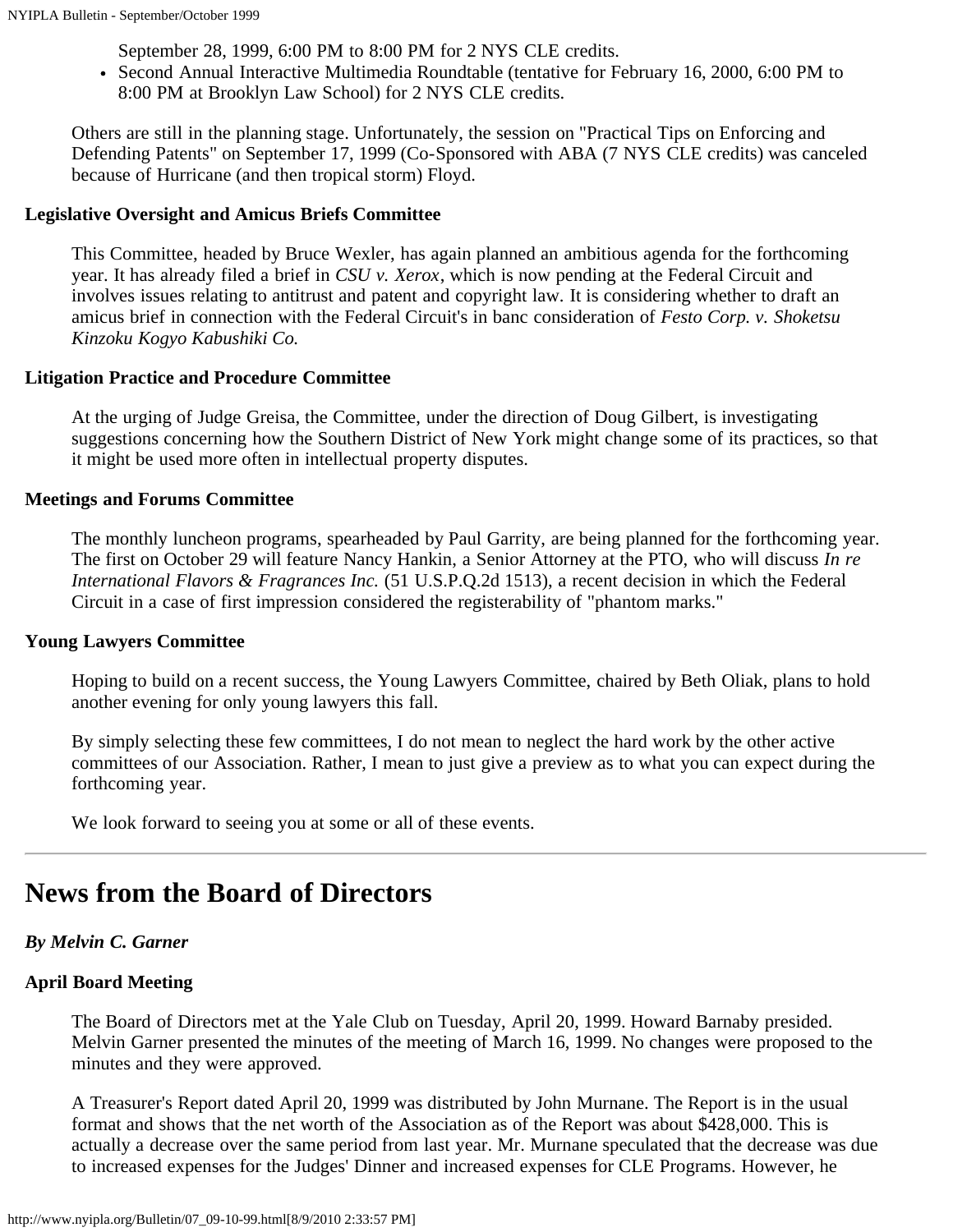September 28, 1999, 6:00 PM to 8:00 PM for 2 NYS CLE credits.
- Second Annual Interactive Multimedia Roundtable (tentative for February 16, 2000, 6:00 PM to 8:00 PM at Brooklyn Law School) for 2 NYS CLE credits.

Others are still in the planning stage. Unfortunately, the session on "Practical Tips on Enforcing and Defending Patents" on September 17, 1999 (Co-Sponsored with ABA (7 NYS CLE credits) was canceled because of Hurricane (and then tropical storm) Floyd.

**Legislative Oversight and Amicus Briefs Committee**

This Committee, headed by Bruce Wexler, has again planned an ambitious agenda for the forthcoming year. It has already filed a brief in *CSU v. Xerox*, which is now pending at the Federal Circuit and involves issues relating to antitrust and patent and copyright law. It is considering whether to draft an amicus brief in connection with the Federal Circuit's in banc consideration of *Festo Corp. v. Shoketsu Kinzoku Kogyo Kabushiki Co.*

**Litigation Practice and Procedure Committee**

At the urging of Judge Greisa, the Committee, under the direction of Doug Gilbert, is investigating suggestions concerning how the Southern District of New York might change some of its practices, so that it might be used more often in intellectual property disputes.

**Meetings and Forums Committee**

The monthly luncheon programs, spearheaded by Paul Garrity, are being planned for the forthcoming year. The first on October 29 will feature Nancy Hankin, a Senior Attorney at the PTO, who will discuss *In re International Flavors & Fragrances Inc.* (51 U.S.P.Q.2d 1513), a recent decision in which the Federal Circuit in a case of first impression considered the registerability of "phantom marks."

**Young Lawyers Committee**

Hoping to build on a recent success, the Young Lawyers Committee, chaired by Beth Oliak, plans to hold another evening for only young lawyers this fall.

By simply selecting these few committees, I do not mean to neglect the hard work by the other active committees of our Association. Rather, I mean to just give a preview as to what you can expect during the forthcoming year.

We look forward to seeing you at some or all of these events.

---

# News from the Board of Directors

***By Melvin C. Garner***

**April Board Meeting**

The Board of Directors met at the Yale Club on Tuesday, April 20, 1999. Howard Barnaby presided. Melvin Garner presented the minutes of the meeting of March 16, 1999. No changes were proposed to the minutes and they were approved.

A Treasurer's Report dated April 20, 1999 was distributed by John Murnane. The Report is in the usual format and shows that the net worth of the Association as of the Report was about $428,000. This is actually a decrease over the same period from last year. Mr. Murnane speculated that the decrease was due to increased expenses for the Judges' Dinner and increased expenses for CLE Programs. However, he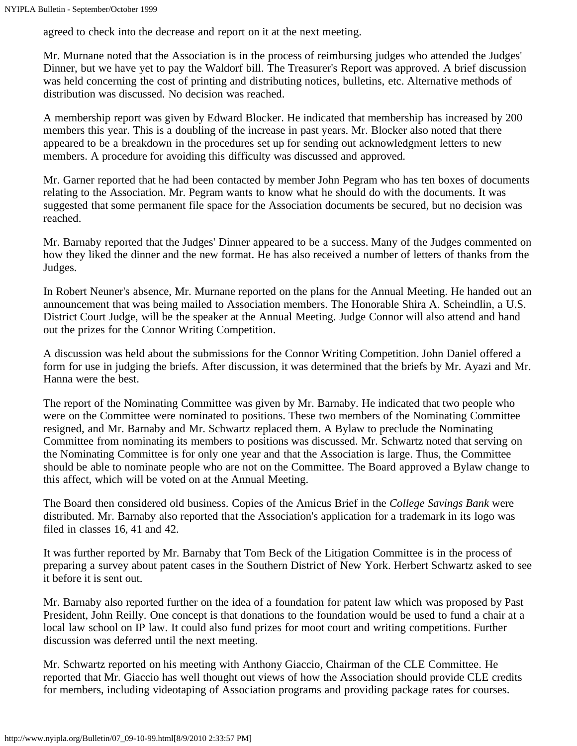agreed to check into the decrease and report on it at the next meeting.

Mr. Murnane noted that the Association is in the process of reimbursing judges who attended the Judges' Dinner, but we have yet to pay the Waldorf bill. The Treasurer's Report was approved. A brief discussion was held concerning the cost of printing and distributing notices, bulletins, etc. Alternative methods of distribution was discussed. No decision was reached.

A membership report was given by Edward Blocker. He indicated that membership has increased by 200 members this year. This is a doubling of the increase in past years. Mr. Blocker also noted that there appeared to be a breakdown in the procedures set up for sending out acknowledgment letters to new members. A procedure for avoiding this difficulty was discussed and approved.

Mr. Garner reported that he had been contacted by member John Pegram who has ten boxes of documents relating to the Association. Mr. Pegram wants to know what he should do with the documents. It was suggested that some permanent file space for the Association documents be secured, but no decision was reached.

Mr. Barnaby reported that the Judges' Dinner appeared to be a success. Many of the Judges commented on how they liked the dinner and the new format. He has also received a number of letters of thanks from the Judges.

In Robert Neuner's absence, Mr. Murnane reported on the plans for the Annual Meeting. He handed out an announcement that was being mailed to Association members. The Honorable Shira A. Scheindlin, a U.S. District Court Judge, will be the speaker at the Annual Meeting. Judge Connor will also attend and hand out the prizes for the Connor Writing Competition.

A discussion was held about the submissions for the Connor Writing Competition. John Daniel offered a form for use in judging the briefs. After discussion, it was determined that the briefs by Mr. Ayazi and Mr. Hanna were the best.

The report of the Nominating Committee was given by Mr. Barnaby. He indicated that two people who were on the Committee were nominated to positions. These two members of the Nominating Committee resigned, and Mr. Barnaby and Mr. Schwartz replaced them. A Bylaw to preclude the Nominating Committee from nominating its members to positions was discussed. Mr. Schwartz noted that serving on the Nominating Committee is for only one year and that the Association is large. Thus, the Committee should be able to nominate people who are not on the Committee. The Board approved a Bylaw change to this affect, which will be voted on at the Annual Meeting.

The Board then considered old business. Copies of the Amicus Brief in the *College Savings Bank* were distributed. Mr. Barnaby also reported that the Association's application for a trademark in its logo was filed in classes 16, 41 and 42.

It was further reported by Mr. Barnaby that Tom Beck of the Litigation Committee is in the process of preparing a survey about patent cases in the Southern District of New York. Herbert Schwartz asked to see it before it is sent out.

Mr. Barnaby also reported further on the idea of a foundation for patent law which was proposed by Past President, John Reilly. One concept is that donations to the foundation would be used to fund a chair at a local law school on IP law. It could also fund prizes for moot court and writing competitions. Further discussion was deferred until the next meeting.

Mr. Schwartz reported on his meeting with Anthony Giaccio, Chairman of the CLE Committee. He reported that Mr. Giaccio has well thought out views of how the Association should provide CLE credits for members, including videotaping of Association programs and providing package rates for courses.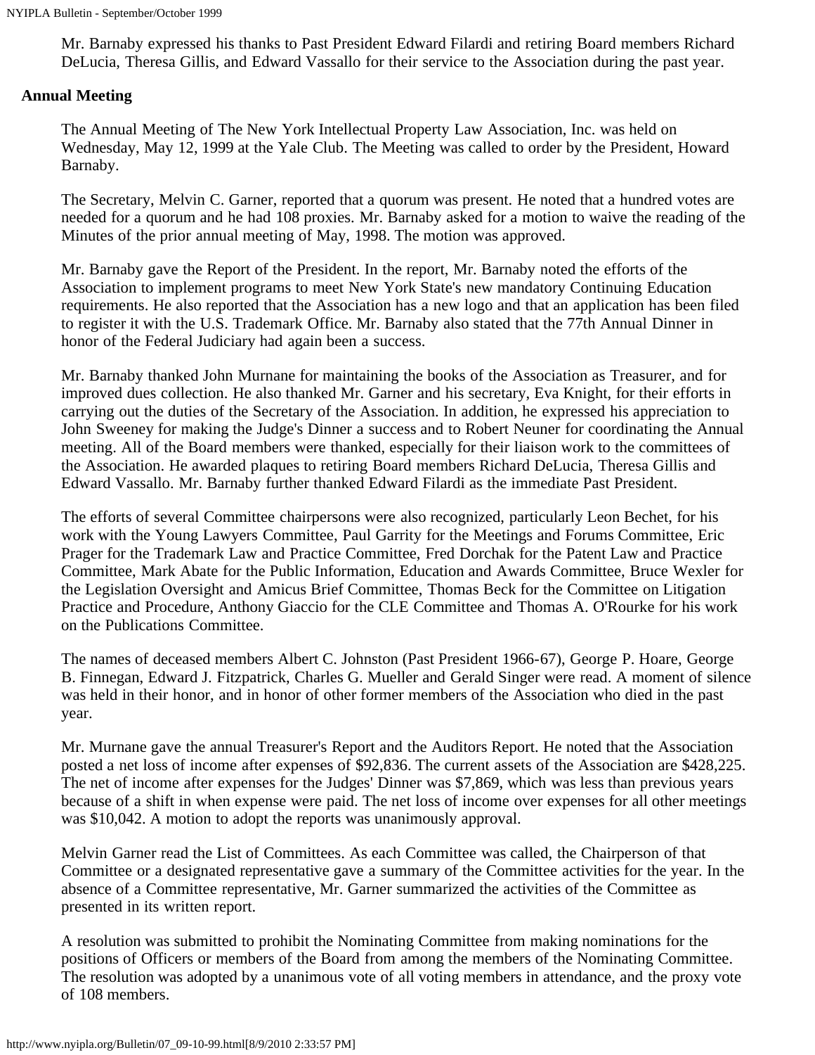Mr. Barnaby expressed his thanks to Past President Edward Filardi and retiring Board members Richard DeLucia, Theresa Gillis, and Edward Vassallo for their service to the Association during the past year.

**Annual Meeting**

The Annual Meeting of The New York Intellectual Property Law Association, Inc. was held on Wednesday, May 12, 1999 at the Yale Club. The Meeting was called to order by the President, Howard Barnaby.

The Secretary, Melvin C. Garner, reported that a quorum was present. He noted that a hundred votes are needed for a quorum and he had 108 proxies. Mr. Barnaby asked for a motion to waive the reading of the Minutes of the prior annual meeting of May, 1998. The motion was approved.

Mr. Barnaby gave the Report of the President. In the report, Mr. Barnaby noted the efforts of the Association to implement programs to meet New York State's new mandatory Continuing Education requirements. He also reported that the Association has a new logo and that an application has been filed to register it with the U.S. Trademark Office. Mr. Barnaby also stated that the 77th Annual Dinner in honor of the Federal Judiciary had again been a success.

Mr. Barnaby thanked John Murnane for maintaining the books of the Association as Treasurer, and for improved dues collection. He also thanked Mr. Garner and his secretary, Eva Knight, for their efforts in carrying out the duties of the Secretary of the Association. In addition, he expressed his appreciation to John Sweeney for making the Judge's Dinner a success and to Robert Neuner for coordinating the Annual meeting. All of the Board members were thanked, especially for their liaison work to the committees of the Association. He awarded plaques to retiring Board members Richard DeLucia, Theresa Gillis and Edward Vassallo. Mr. Barnaby further thanked Edward Filardi as the immediate Past President.

The efforts of several Committee chairpersons were also recognized, particularly Leon Bechet, for his work with the Young Lawyers Committee, Paul Garrity for the Meetings and Forums Committee, Eric Prager for the Trademark Law and Practice Committee, Fred Dorchak for the Patent Law and Practice Committee, Mark Abate for the Public Information, Education and Awards Committee, Bruce Wexler for the Legislation Oversight and Amicus Brief Committee, Thomas Beck for the Committee on Litigation Practice and Procedure, Anthony Giaccio for the CLE Committee and Thomas A. O'Rourke for his work on the Publications Committee.

The names of deceased members Albert C. Johnston (Past President 1966-67), George P. Hoare, George B. Finnegan, Edward J. Fitzpatrick, Charles G. Mueller and Gerald Singer were read. A moment of silence was held in their honor, and in honor of other former members of the Association who died in the past year.

Mr. Murnane gave the annual Treasurer's Report and the Auditors Report. He noted that the Association posted a net loss of income after expenses of $92,836. The current assets of the Association are $428,225. The net of income after expenses for the Judges' Dinner was $7,869, which was less than previous years because of a shift in when expense were paid. The net loss of income over expenses for all other meetings was $10,042. A motion to adopt the reports was unanimously approval.

Melvin Garner read the List of Committees. As each Committee was called, the Chairperson of that Committee or a designated representative gave a summary of the Committee activities for the year. In the absence of a Committee representative, Mr. Garner summarized the activities of the Committee as presented in its written report.

A resolution was submitted to prohibit the Nominating Committee from making nominations for the positions of Officers or members of the Board from among the members of the Nominating Committee. The resolution was adopted by a unanimous vote of all voting members in attendance, and the proxy vote of 108 members.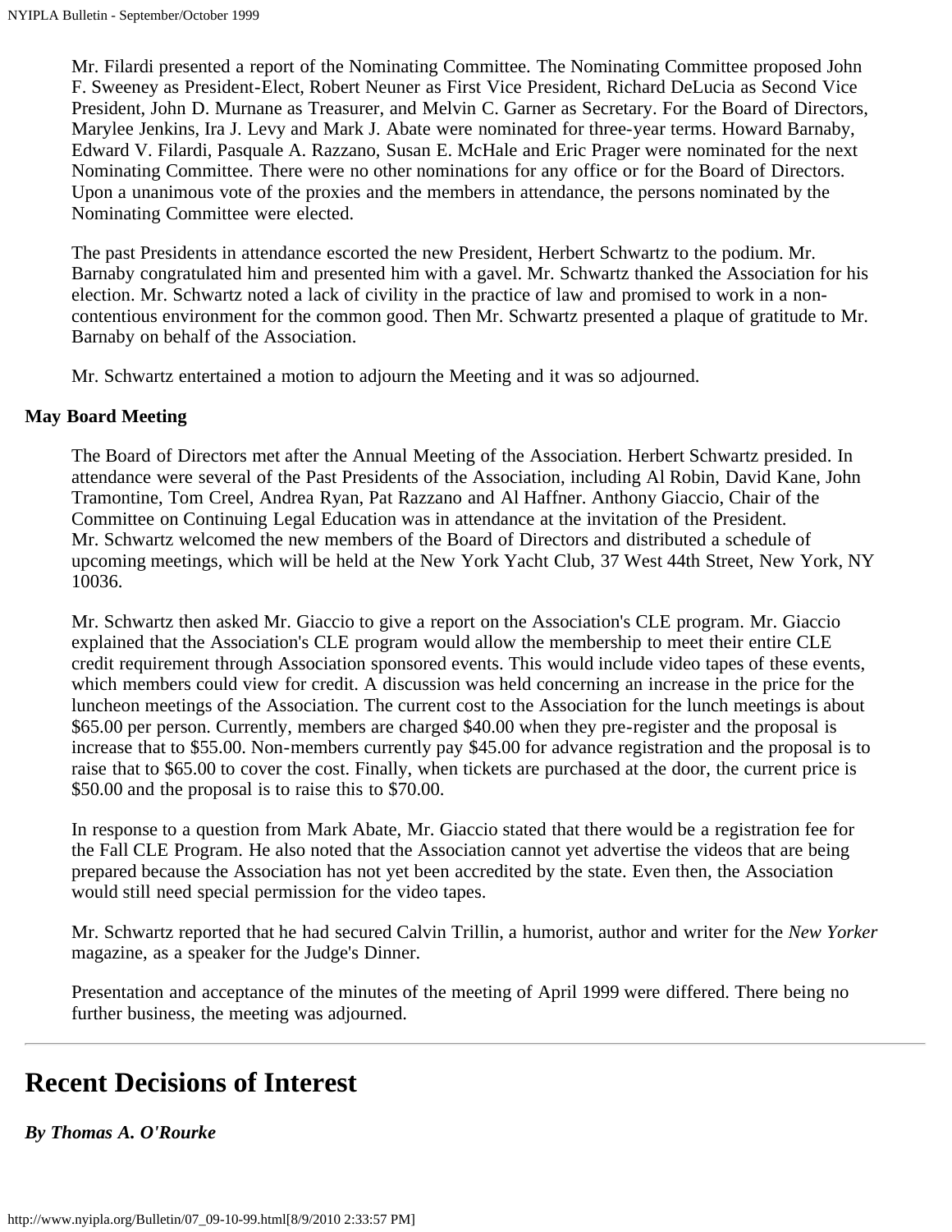Mr. Filardi presented a report of the Nominating Committee. The Nominating Committee proposed John F. Sweeney as President-Elect, Robert Neuner as First Vice President, Richard DeLucia as Second Vice President, John D. Murnane as Treasurer, and Melvin C. Garner as Secretary. For the Board of Directors, Marylee Jenkins, Ira J. Levy and Mark J. Abate were nominated for three-year terms. Howard Barnaby, Edward V. Filardi, Pasquale A. Razzano, Susan E. McHale and Eric Prager were nominated for the next Nominating Committee. There were no other nominations for any office or for the Board of Directors. Upon a unanimous vote of the proxies and the members in attendance, the persons nominated by the Nominating Committee were elected.

The past Presidents in attendance escorted the new President, Herbert Schwartz to the podium. Mr. Barnaby congratulated him and presented him with a gavel. Mr. Schwartz thanked the Association for his election. Mr. Schwartz noted a lack of civility in the practice of law and promised to work in a non-contentious environment for the common good. Then Mr. Schwartz presented a plaque of gratitude to Mr. Barnaby on behalf of the Association.

Mr. Schwartz entertained a motion to adjourn the Meeting and it was so adjourned.

**May Board Meeting**

The Board of Directors met after the Annual Meeting of the Association. Herbert Schwartz presided. In attendance were several of the Past Presidents of the Association, including Al Robin, David Kane, John Tramontine, Tom Creel, Andrea Ryan, Pat Razzano and Al Haffner. Anthony Giaccio, Chair of the Committee on Continuing Legal Education was in attendance at the invitation of the President. Mr. Schwartz welcomed the new members of the Board of Directors and distributed a schedule of upcoming meetings, which will be held at the New York Yacht Club, 37 West 44th Street, New York, NY 10036.

Mr. Schwartz then asked Mr. Giaccio to give a report on the Association's CLE program. Mr. Giaccio explained that the Association's CLE program would allow the membership to meet their entire CLE credit requirement through Association sponsored events. This would include video tapes of these events, which members could view for credit. A discussion was held concerning an increase in the price for the luncheon meetings of the Association. The current cost to the Association for the lunch meetings is about \$65.00 per person. Currently, members are charged \$40.00 when they pre-register and the proposal is increase that to \$55.00. Non-members currently pay \$45.00 for advance registration and the proposal is to raise that to \$65.00 to cover the cost. Finally, when tickets are purchased at the door, the current price is \$50.00 and the proposal is to raise this to \$70.00.

In response to a question from Mark Abate, Mr. Giaccio stated that there would be a registration fee for the Fall CLE Program. He also noted that the Association cannot yet advertise the videos that are being prepared because the Association has not yet been accredited by the state. Even then, the Association would still need special permission for the video tapes.

Mr. Schwartz reported that he had secured Calvin Trillin, a humorist, author and writer for the *New Yorker* magazine, as a speaker for the Judge's Dinner.

Presentation and acceptance of the minutes of the meeting of April 1999 were differed. There being no further business, the meeting was adjourned.

---

# Recent Decisions of Interest

***By Thomas A. O'Rourke***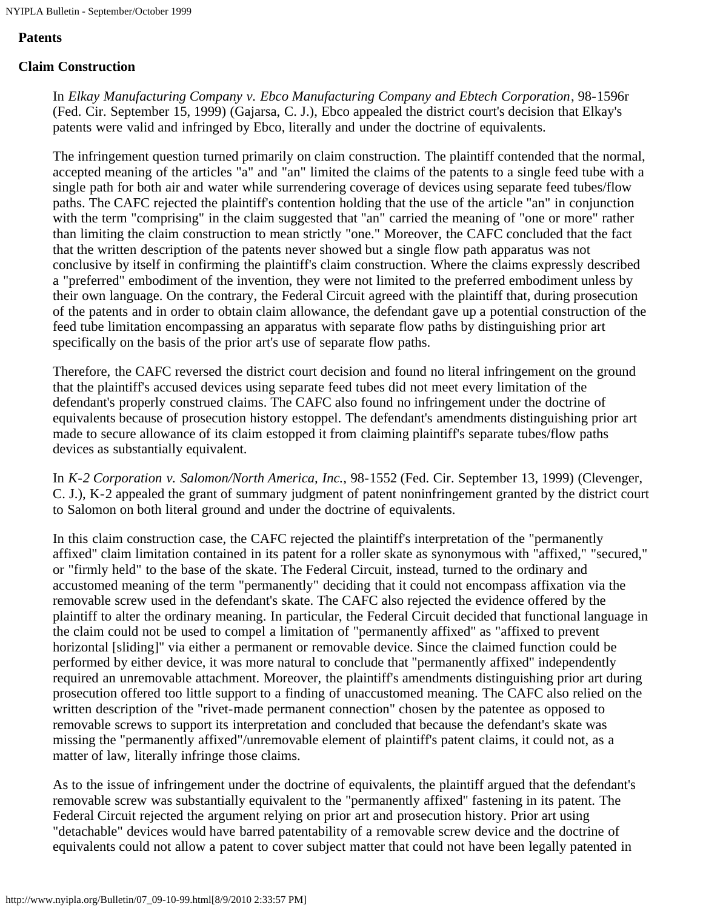**Patents**

**Claim Construction**

In *Elkay Manufacturing Company v. Ebco Manufacturing Company and Ebtech Corporation*, 98-1596r (Fed. Cir. September 15, 1999) (Gajarsa, C. J.), Ebco appealed the district court's decision that Elkay's patents were valid and infringed by Ebco, literally and under the doctrine of equivalents.

The infringement question turned primarily on claim construction. The plaintiff contended that the normal, accepted meaning of the articles "a" and "an" limited the claims of the patents to a single feed tube with a single path for both air and water while surrendering coverage of devices using separate feed tubes/flow paths. The CAFC rejected the plaintiff's contention holding that the use of the article "an" in conjunction with the term "comprising" in the claim suggested that "an" carried the meaning of "one or more" rather than limiting the claim construction to mean strictly "one." Moreover, the CAFC concluded that the fact that the written description of the patents never showed but a single flow path apparatus was not conclusive by itself in confirming the plaintiff's claim construction. Where the claims expressly described a "preferred" embodiment of the invention, they were not limited to the preferred embodiment unless by their own language. On the contrary, the Federal Circuit agreed with the plaintiff that, during prosecution of the patents and in order to obtain claim allowance, the defendant gave up a potential construction of the feed tube limitation encompassing an apparatus with separate flow paths by distinguishing prior art specifically on the basis of the prior art's use of separate flow paths.

Therefore, the CAFC reversed the district court decision and found no literal infringement on the ground that the plaintiff's accused devices using separate feed tubes did not meet every limitation of the defendant's properly construed claims. The CAFC also found no infringement under the doctrine of equivalents because of prosecution history estoppel. The defendant's amendments distinguishing prior art made to secure allowance of its claim estopped it from claiming plaintiff's separate tubes/flow paths devices as substantially equivalent.

In *K-2 Corporation v. Salomon/North America, Inc.*, 98-1552 (Fed. Cir. September 13, 1999) (Clevenger, C. J.), K-2 appealed the grant of summary judgment of patent noninfringement granted by the district court to Salomon on both literal ground and under the doctrine of equivalents.

In this claim construction case, the CAFC rejected the plaintiff's interpretation of the "permanently affixed" claim limitation contained in its patent for a roller skate as synonymous with "affixed," "secured," or "firmly held" to the base of the skate. The Federal Circuit, instead, turned to the ordinary and accustomed meaning of the term "permanently" deciding that it could not encompass affixation via the removable screw used in the defendant's skate. The CAFC also rejected the evidence offered by the plaintiff to alter the ordinary meaning. In particular, the Federal Circuit decided that functional language in the claim could not be used to compel a limitation of "permanently affixed" as "affixed to prevent horizontal [sliding]" via either a permanent or removable device. Since the claimed function could be performed by either device, it was more natural to conclude that "permanently affixed" independently required an unremovable attachment. Moreover, the plaintiff's amendments distinguishing prior art during prosecution offered too little support to a finding of unaccustomed meaning. The CAFC also relied on the written description of the "rivet-made permanent connection" chosen by the patentee as opposed to removable screws to support its interpretation and concluded that because the defendant's skate was missing the "permanently affixed"/unremovable element of plaintiff's patent claims, it could not, as a matter of law, literally infringe those claims.

As to the issue of infringement under the doctrine of equivalents, the plaintiff argued that the defendant's removable screw was substantially equivalent to the "permanently affixed" fastening in its patent. The Federal Circuit rejected the argument relying on prior art and prosecution history. Prior art using "detachable" devices would have barred patentability of a removable screw device and the doctrine of equivalents could not allow a patent to cover subject matter that could not have been legally patented in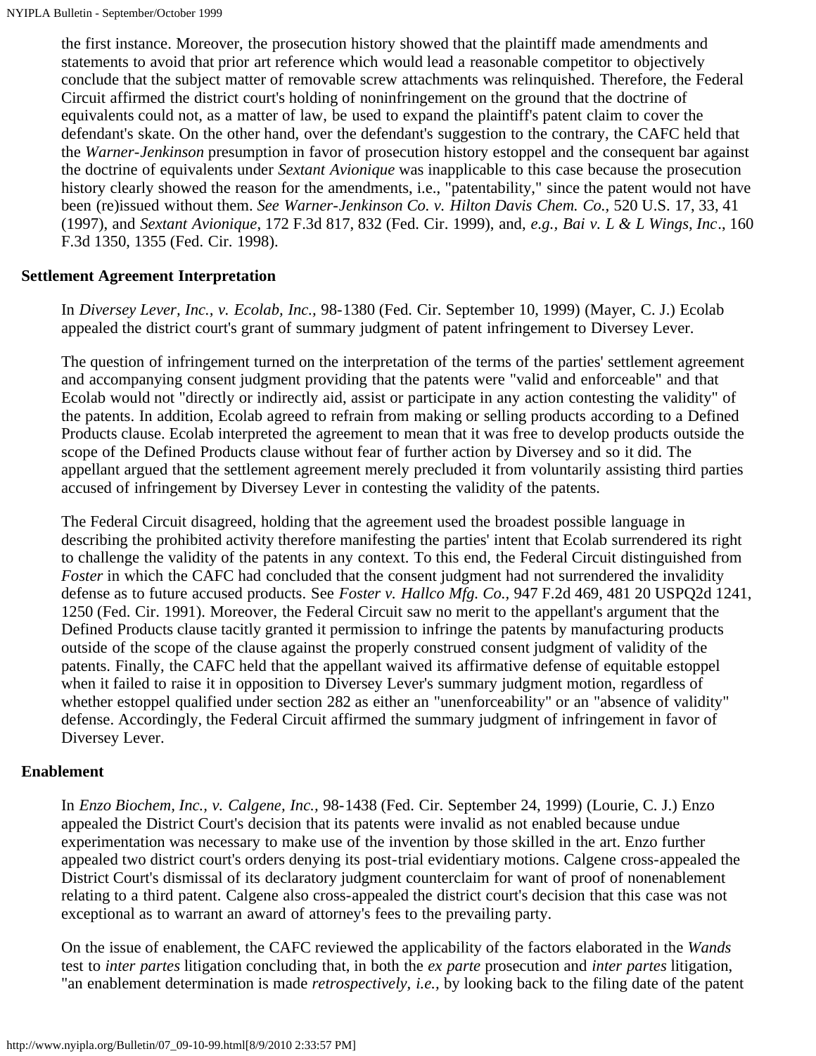the first instance. Moreover, the prosecution history showed that the plaintiff made amendments and statements to avoid that prior art reference which would lead a reasonable competitor to objectively conclude that the subject matter of removable screw attachments was relinquished. Therefore, the Federal Circuit affirmed the district court's holding of noninfringement on the ground that the doctrine of equivalents could not, as a matter of law, be used to expand the plaintiff's patent claim to cover the defendant's skate. On the other hand, over the defendant's suggestion to the contrary, the CAFC held that the *Warner-Jenkinson* presumption in favor of prosecution history estoppel and the consequent bar against the doctrine of equivalents under *Sextant Avionique* was inapplicable to this case because the prosecution history clearly showed the reason for the amendments, i.e., "patentability," since the patent would not have been (re)issued without them. *See Warner-Jenkinson Co. v. Hilton Davis Chem. Co.,* 520 U.S. 17, 33, 41 (1997), and *Sextant Avionique*, 172 F.3d 817, 832 (Fed. Cir. 1999), and, *e.g.*, *Bai v. L & L Wings, Inc*., 160 F.3d 1350, 1355 (Fed. Cir. 1998).

**Settlement Agreement Interpretation**

In *Diversey Lever, Inc., v. Ecolab, Inc.,* 98-1380 (Fed. Cir. September 10, 1999) (Mayer, C. J.) Ecolab appealed the district court's grant of summary judgment of patent infringement to Diversey Lever.

The question of infringement turned on the interpretation of the terms of the parties' settlement agreement and accompanying consent judgment providing that the patents were "valid and enforceable" and that Ecolab would not "directly or indirectly aid, assist or participate in any action contesting the validity" of the patents. In addition, Ecolab agreed to refrain from making or selling products according to a Defined Products clause. Ecolab interpreted the agreement to mean that it was free to develop products outside the scope of the Defined Products clause without fear of further action by Diversey and so it did. The appellant argued that the settlement agreement merely precluded it from voluntarily assisting third parties accused of infringement by Diversey Lever in contesting the validity of the patents.

The Federal Circuit disagreed, holding that the agreement used the broadest possible language in describing the prohibited activity therefore manifesting the parties' intent that Ecolab surrendered its right to challenge the validity of the patents in any context. To this end, the Federal Circuit distinguished from *Foster* in which the CAFC had concluded that the consent judgment had not surrendered the invalidity defense as to future accused products. See *Foster v. Hallco Mfg. Co.,* 947 F.2d 469, 481 20 USPQ2d 1241, 1250 (Fed. Cir. 1991). Moreover, the Federal Circuit saw no merit to the appellant's argument that the Defined Products clause tacitly granted it permission to infringe the patents by manufacturing products outside of the scope of the clause against the properly construed consent judgment of validity of the patents. Finally, the CAFC held that the appellant waived its affirmative defense of equitable estoppel when it failed to raise it in opposition to Diversey Lever's summary judgment motion, regardless of whether estoppel qualified under section 282 as either an "unenforceability" or an "absence of validity" defense. Accordingly, the Federal Circuit affirmed the summary judgment of infringement in favor of Diversey Lever.

**Enablement**

In *Enzo Biochem, Inc., v. Calgene, Inc.,* 98-1438 (Fed. Cir. September 24, 1999) (Lourie, C. J.) Enzo appealed the District Court's decision that its patents were invalid as not enabled because undue experimentation was necessary to make use of the invention by those skilled in the art. Enzo further appealed two district court's orders denying its post-trial evidentiary motions. Calgene cross-appealed the District Court's dismissal of its declaratory judgment counterclaim for want of proof of nonenablement relating to a third patent. Calgene also cross-appealed the district court's decision that this case was not exceptional as to warrant an award of attorney's fees to the prevailing party.

On the issue of enablement, the CAFC reviewed the applicability of the factors elaborated in the *Wands* test to *inter partes* litigation concluding that, in both the *ex parte* prosecution and *inter partes* litigation, "an enablement determination is made *retrospectively, i.e.,* by looking back to the filing date of the patent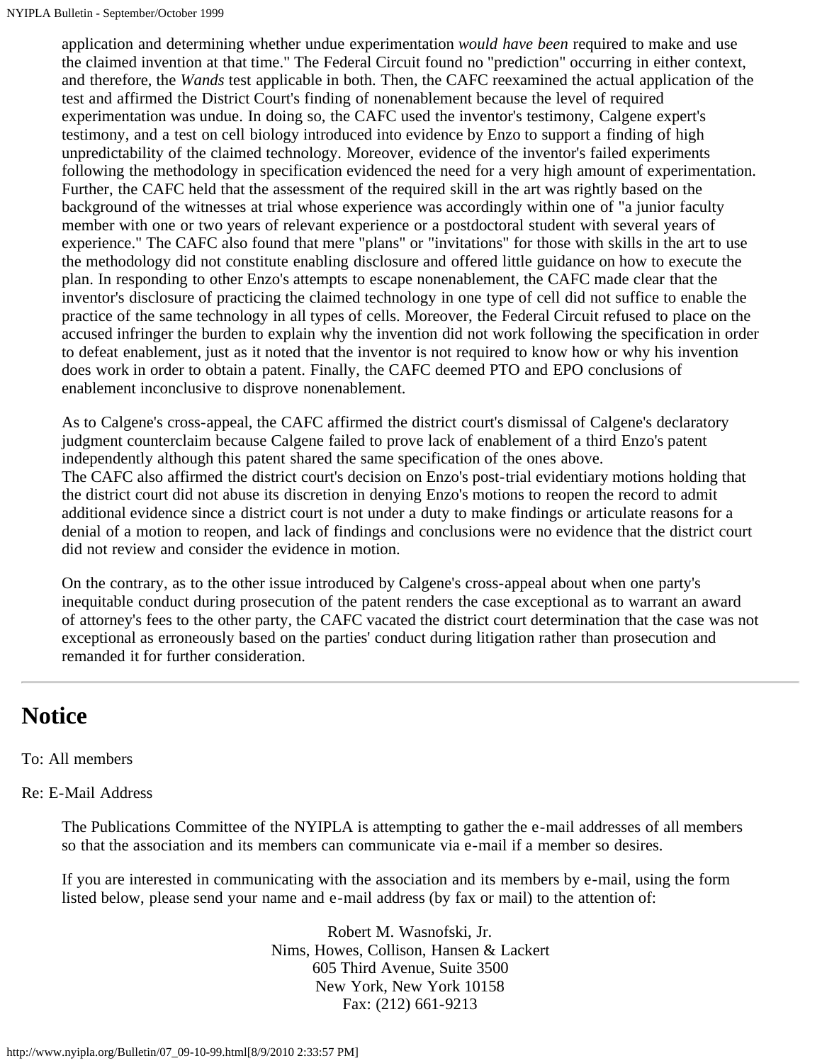application and determining whether undue experimentation *would have been* required to make and use the claimed invention at that time." The Federal Circuit found no "prediction" occurring in either context, and therefore, the *Wands* test applicable in both. Then, the CAFC reexamined the actual application of the test and affirmed the District Court's finding of nonenablement because the level of required experimentation was undue. In doing so, the CAFC used the inventor's testimony, Calgene expert's testimony, and a test on cell biology introduced into evidence by Enzo to support a finding of high unpredictability of the claimed technology. Moreover, evidence of the inventor's failed experiments following the methodology in specification evidenced the need for a very high amount of experimentation. Further, the CAFC held that the assessment of the required skill in the art was rightly based on the background of the witnesses at trial whose experience was accordingly within one of "a junior faculty member with one or two years of relevant experience or a postdoctoral student with several years of experience." The CAFC also found that mere "plans" or "invitations" for those with skills in the art to use the methodology did not constitute enabling disclosure and offered little guidance on how to execute the plan. In responding to other Enzo's attempts to escape nonenablement, the CAFC made clear that the inventor's disclosure of practicing the claimed technology in one type of cell did not suffice to enable the practice of the same technology in all types of cells. Moreover, the Federal Circuit refused to place on the accused infringer the burden to explain why the invention did not work following the specification in order to defeat enablement, just as it noted that the inventor is not required to know how or why his invention does work in order to obtain a patent. Finally, the CAFC deemed PTO and EPO conclusions of enablement inconclusive to disprove nonenablement.

As to Calgene's cross-appeal, the CAFC affirmed the district court's dismissal of Calgene's declaratory judgment counterclaim because Calgene failed to prove lack of enablement of a third Enzo's patent independently although this patent shared the same specification of the ones above.
The CAFC also affirmed the district court's decision on Enzo's post-trial evidentiary motions holding that the district court did not abuse its discretion in denying Enzo's motions to reopen the record to admit additional evidence since a district court is not under a duty to make findings or articulate reasons for a denial of a motion to reopen, and lack of findings and conclusions were no evidence that the district court did not review and consider the evidence in motion.

On the contrary, as to the other issue introduced by Calgene's cross-appeal about when one party's inequitable conduct during prosecution of the patent renders the case exceptional as to warrant an award of attorney's fees to the other party, the CAFC vacated the district court determination that the case was not exceptional as erroneously based on the parties' conduct during litigation rather than prosecution and remanded it for further consideration.

---

# Notice

To: All members

Re: E-Mail Address

The Publications Committee of the NYIPLA is attempting to gather the e-mail addresses of all members so that the association and its members can communicate via e-mail if a member so desires.

If you are interested in communicating with the association and its members by e-mail, using the form listed below, please send your name and e-mail address (by fax or mail) to the attention of:

Robert M. Wasnofski, Jr.
Nims, Howes, Collison, Hansen & Lackert
605 Third Avenue, Suite 3500
New York, New York 10158
Fax: (212) 661-9213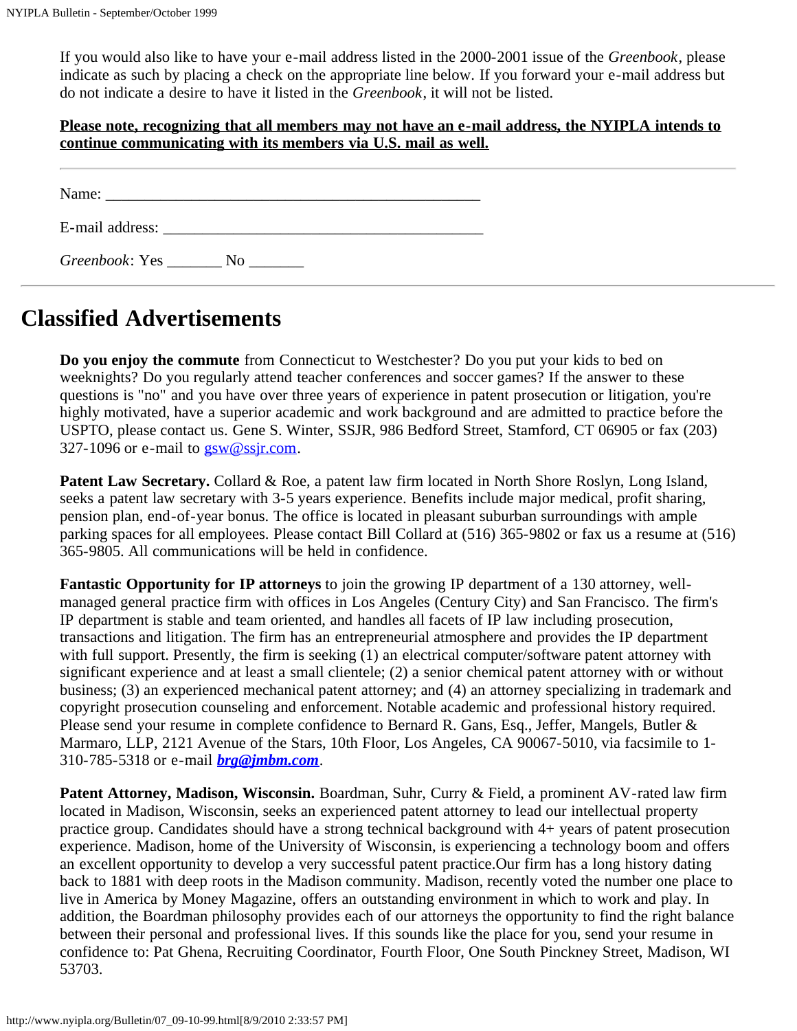If you would also like to have your e-mail address listed in the 2000-2001 issue of the *Greenbook*, please indicate as such by placing a check on the appropriate line below. If you forward your e-mail address but do not indicate a desire to have it listed in the *Greenbook*, it will not be listed.

**Please note, recognizing that all members may not have an e-mail address, the NYIPLA intends to continue communicating with its members via U.S. mail as well.**

---

Name: ______________________________________________

E-mail address: ________________________________________

*Greenbook*: Yes _______ No _______

---

# Classified Advertisements

**Do you enjoy the commute** from Connecticut to Westchester? Do you put your kids to bed on weeknights? Do you regularly attend teacher conferences and soccer games? If the answer to these questions is "no" and you have over three years of experience in patent prosecution or litigation, you're highly motivated, have a superior academic and work background and are admitted to practice before the USPTO, please contact us. Gene S. Winter, SSJR, 986 Bedford Street, Stamford, CT 06905 or fax (203) 327-1096 or e-mail to gsw@ssjr.com.

**Patent Law Secretary.** Collard & Roe, a patent law firm located in North Shore Roslyn, Long Island, seeks a patent law secretary with 3-5 years experience. Benefits include major medical, profit sharing, pension plan, end-of-year bonus. The office is located in pleasant suburban surroundings with ample parking spaces for all employees. Please contact Bill Collard at (516) 365-9802 or fax us a resume at (516) 365-9805. All communications will be held in confidence.

**Fantastic Opportunity for IP attorneys** to join the growing IP department of a 130 attorney, well-managed general practice firm with offices in Los Angeles (Century City) and San Francisco. The firm's IP department is stable and team oriented, and handles all facets of IP law including prosecution, transactions and litigation. The firm has an entrepreneurial atmosphere and provides the IP department with full support. Presently, the firm is seeking (1) an electrical computer/software patent attorney with significant experience and at least a small clientele; (2) a senior chemical patent attorney with or without business; (3) an experienced mechanical patent attorney; and (4) an attorney specializing in trademark and copyright prosecution counseling and enforcement. Notable academic and professional history required. Please send your resume in complete confidence to Bernard R. Gans, Esq., Jeffer, Mangels, Butler & Marmaro, LLP, 2121 Avenue of the Stars, 10th Floor, Los Angeles, CA 90067-5010, via facsimile to 1-310-785-5318 or e-mail ***brg@jmbm.com***.

**Patent Attorney, Madison, Wisconsin.** Boardman, Suhr, Curry & Field, a prominent AV-rated law firm located in Madison, Wisconsin, seeks an experienced patent attorney to lead our intellectual property practice group. Candidates should have a strong technical background with 4+ years of patent prosecution experience. Madison, home of the University of Wisconsin, is experiencing a technology boom and offers an excellent opportunity to develop a very successful patent practice.Our firm has a long history dating back to 1881 with deep roots in the Madison community. Madison, recently voted the number one place to live in America by Money Magazine, offers an outstanding environment in which to work and play. In addition, the Boardman philosophy provides each of our attorneys the opportunity to find the right balance between their personal and professional lives. If this sounds like the place for you, send your resume in confidence to: Pat Ghena, Recruiting Coordinator, Fourth Floor, One South Pinckney Street, Madison, WI 53703.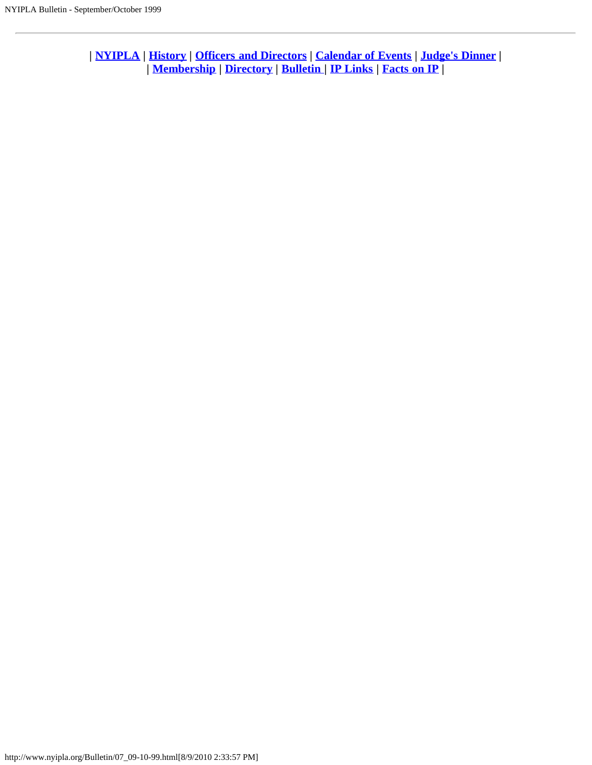| NYIPLA | History | Officers and Directors | Calendar of Events | Judge's Dinner |
| Membership | Directory | Bulletin | IP Links | Facts on IP |